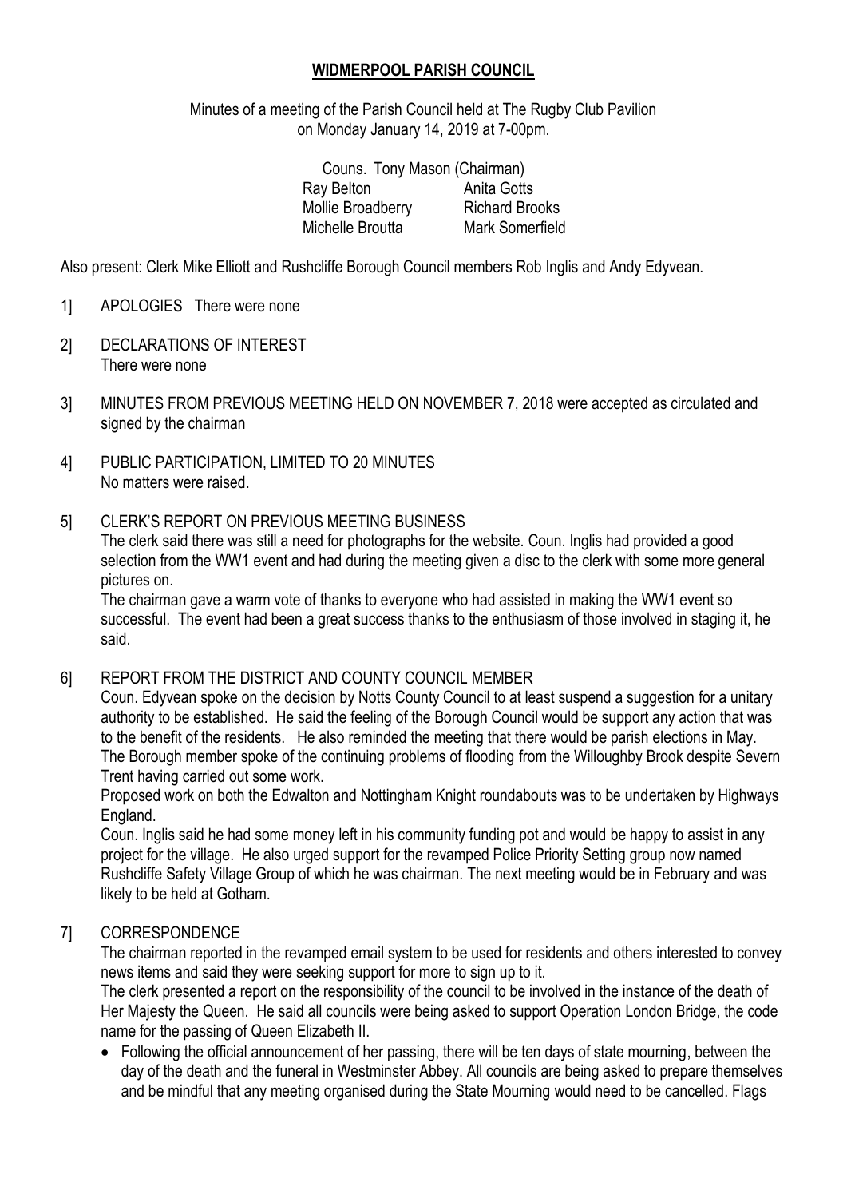# WIDMERPOOL PARISH COUNCIL

Minutes of a meeting of the Parish Council held at The Rugby Club Pavilion on Monday January 14, 2019 at 7-00pm.

Couns. Tony Mason (Chairman)

| | |
|---|---|
| Ray Belton | Anita Gotts |
| Mollie Broadberry | Richard Brooks |
| Michelle Broutta | Mark Somerfield |

Also present: Clerk Mike Elliott and Rushcliffe Borough Council members Rob Inglis and Andy Edyvean.

1] APOLOGIES There were none

2] DECLARATIONS OF INTEREST
There were none

3] MINUTES FROM PREVIOUS MEETING HELD ON NOVEMBER 7, 2018 were accepted as circulated and signed by the chairman

4] PUBLIC PARTICIPATION, LIMITED TO 20 MINUTES
No matters were raised.

5] CLERK'S REPORT ON PREVIOUS MEETING BUSINESS
The clerk said there was still a need for photographs for the website. Coun. Inglis had provided a good selection from the WW1 event and had during the meeting given a disc to the clerk with some more general pictures on.
The chairman gave a warm vote of thanks to everyone who had assisted in making the WW1 event so successful. The event had been a great success thanks to the enthusiasm of those involved in staging it, he said.

6] REPORT FROM THE DISTRICT AND COUNTY COUNCIL MEMBER
Coun. Edyvean spoke on the decision by Notts County Council to at least suspend a suggestion for a unitary authority to be established. He said the feeling of the Borough Council would be support any action that was to the benefit of the residents. He also reminded the meeting that there would be parish elections in May.
The Borough member spoke of the continuing problems of flooding from the Willoughby Brook despite Severn Trent having carried out some work.
Proposed work on both the Edwalton and Nottingham Knight roundabouts was to be undertaken by Highways England.
Coun. Inglis said he had some money left in his community funding pot and would be happy to assist in any project for the village. He also urged support for the revamped Police Priority Setting group now named Rushcliffe Safety Village Group of which he was chairman. The next meeting would be in February and was likely to be held at Gotham.

7] CORRESPONDENCE
The chairman reported in the revamped email system to be used for residents and others interested to convey news items and said they were seeking support for more to sign up to it.
The clerk presented a report on the responsibility of the council to be involved in the instance of the death of Her Majesty the Queen. He said all councils were being asked to support Operation London Bridge, the code name for the passing of Queen Elizabeth II.

- Following the official announcement of her passing, there will be ten days of state mourning, between the day of the death and the funeral in Westminster Abbey. All councils are being asked to prepare themselves and be mindful that any meeting organised during the State Mourning would need to be cancelled. Flags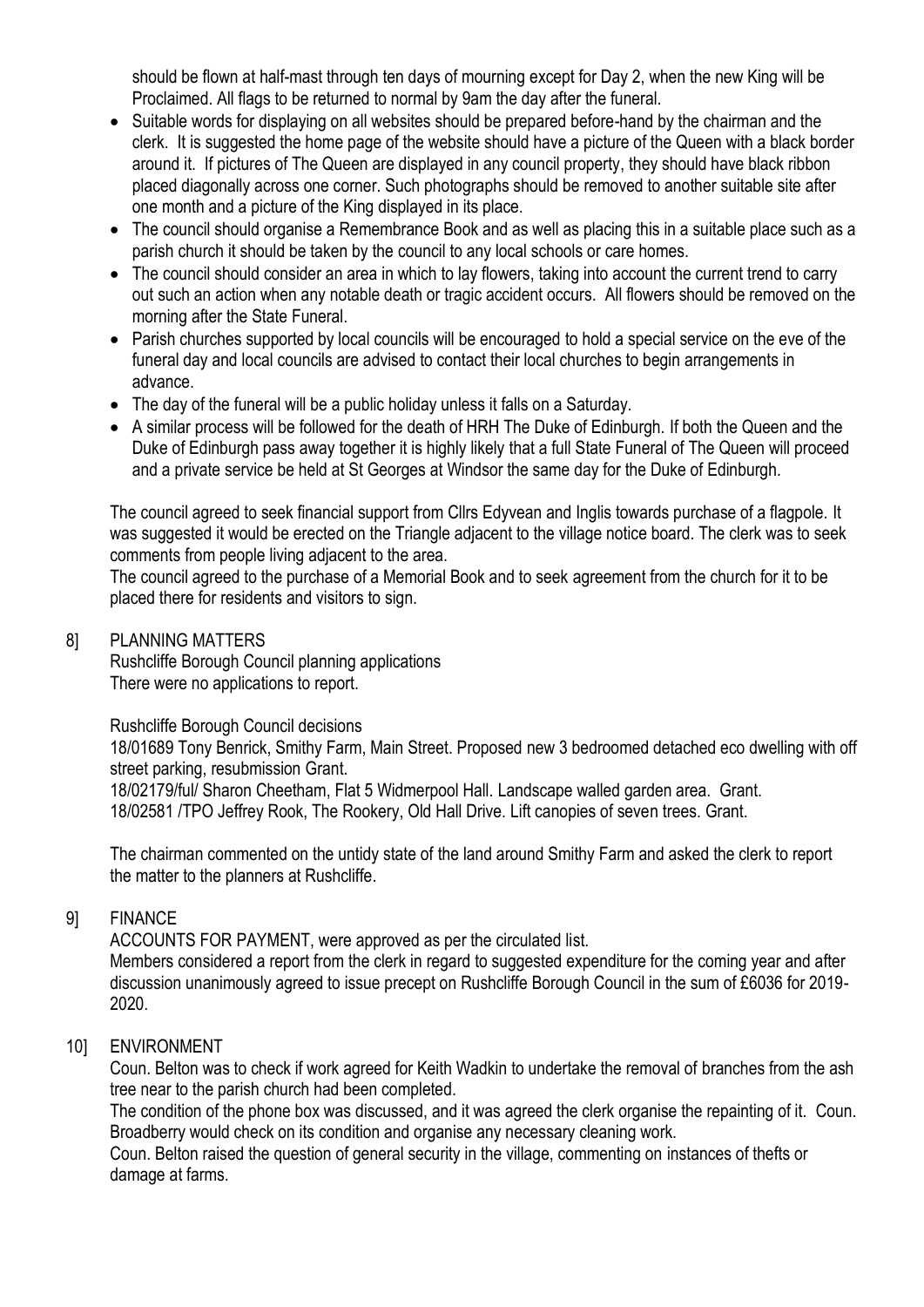should be flown at half-mast through ten days of mourning except for Day 2, when the new King will be Proclaimed. All flags to be returned to normal by 9am the day after the funeral.

- Suitable words for displaying on all websites should be prepared before-hand by the chairman and the clerk. It is suggested the home page of the website should have a picture of the Queen with a black border around it. If pictures of The Queen are displayed in any council property, they should have black ribbon placed diagonally across one corner. Such photographs should be removed to another suitable site after one month and a picture of the King displayed in its place.
- The council should organise a Remembrance Book and as well as placing this in a suitable place such as a parish church it should be taken by the council to any local schools or care homes.
- The council should consider an area in which to lay flowers, taking into account the current trend to carry out such an action when any notable death or tragic accident occurs. All flowers should be removed on the morning after the State Funeral.
- Parish churches supported by local councils will be encouraged to hold a special service on the eve of the funeral day and local councils are advised to contact their local churches to begin arrangements in advance.
- The day of the funeral will be a public holiday unless it falls on a Saturday.
- A similar process will be followed for the death of HRH The Duke of Edinburgh. If both the Queen and the Duke of Edinburgh pass away together it is highly likely that a full State Funeral of The Queen will proceed and a private service be held at St Georges at Windsor the same day for the Duke of Edinburgh.

The council agreed to seek financial support from Cllrs Edyvean and Inglis towards purchase of a flagpole. It was suggested it would be erected on the Triangle adjacent to the village notice board. The clerk was to seek comments from people living adjacent to the area.
The council agreed to the purchase of a Memorial Book and to seek agreement from the church for it to be placed there for residents and visitors to sign.

8] PLANNING MATTERS

Rushcliffe Borough Council planning applications
There were no applications to report.

Rushcliffe Borough Council decisions
18/01689 Tony Benrick, Smithy Farm, Main Street. Proposed new 3 bedroomed detached eco dwelling with off street parking, resubmission Grant.
18/02179/ful/ Sharon Cheetham, Flat 5 Widmerpool Hall. Landscape walled garden area. Grant.
18/02581 /TPO Jeffrey Rook, The Rookery, Old Hall Drive. Lift canopies of seven trees. Grant.

The chairman commented on the untidy state of the land around Smithy Farm and asked the clerk to report the matter to the planners at Rushcliffe.

9] FINANCE

ACCOUNTS FOR PAYMENT, were approved as per the circulated list.
Members considered a report from the clerk in regard to suggested expenditure for the coming year and after discussion unanimously agreed to issue precept on Rushcliffe Borough Council in the sum of £6036 for 2019-2020.

10] ENVIRONMENT

Coun. Belton was to check if work agreed for Keith Wadkin to undertake the removal of branches from the ash tree near to the parish church had been completed.
The condition of the phone box was discussed, and it was agreed the clerk organise the repainting of it. Coun. Broadberry would check on its condition and organise any necessary cleaning work.
Coun. Belton raised the question of general security in the village, commenting on instances of thefts or damage at farms.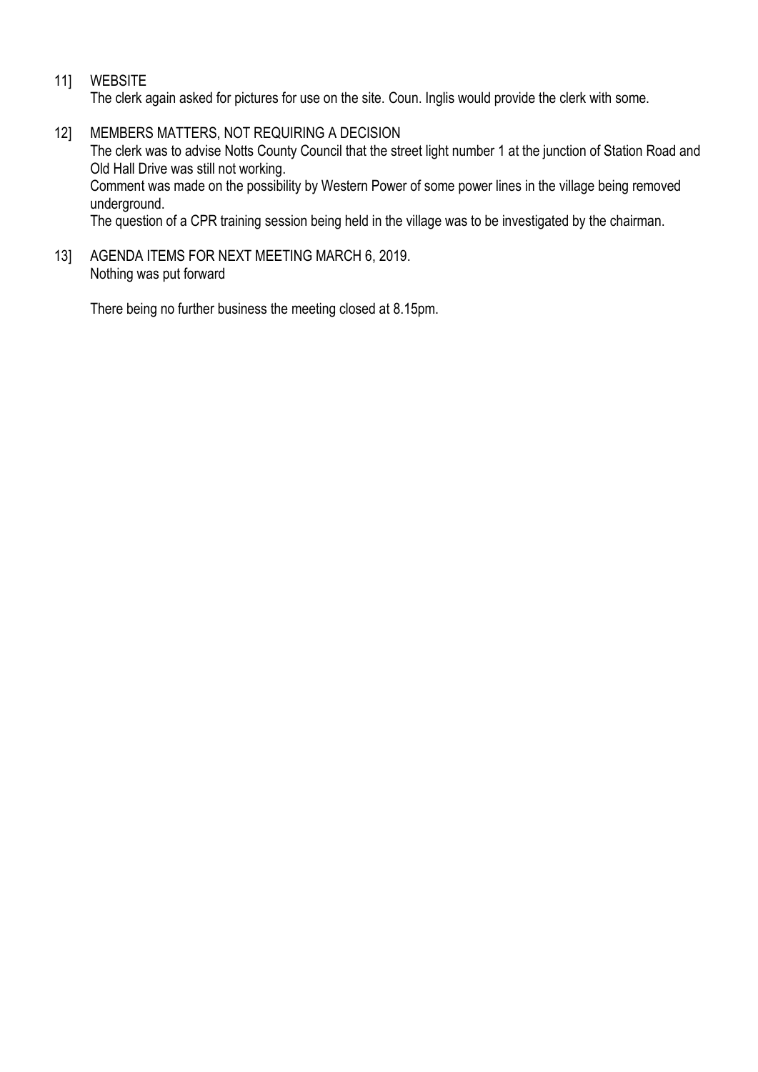11] WEBSITE

The clerk again asked for pictures for use on the site. Coun. Inglis would provide the clerk with some.

12] MEMBERS MATTERS, NOT REQUIRING A DECISION

The clerk was to advise Notts County Council that the street light number 1 at the junction of Station Road and Old Hall Drive was still not working.

Comment was made on the possibility by Western Power of some power lines in the village being removed underground.

The question of a CPR training session being held in the village was to be investigated by the chairman.

13] AGENDA ITEMS FOR NEXT MEETING MARCH 6, 2019.

Nothing was put forward

There being no further business the meeting closed at 8.15pm.